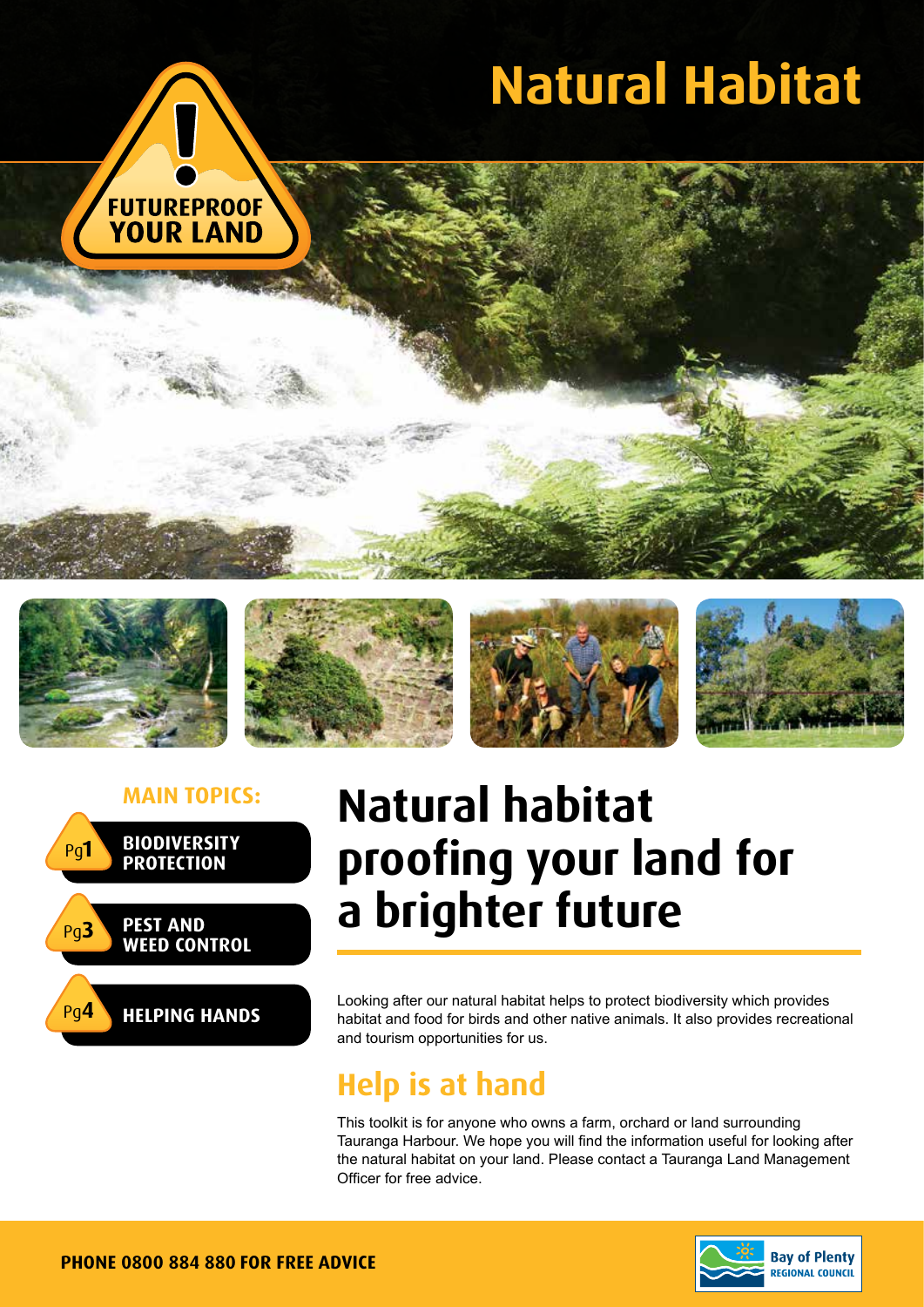# Natural Habitat

FUTUREPROOF YOUR LAND

**MAIN TOPICS:**

- Pg1 **BIODIVERSITY PROTECTION**
- Pg3 **PEST AND WEED CONTROL**
- Pg4 **HELPING HANDS**

## Natural habitat proofing your land for a brighter future

Looking after our natural habitat helps to protect biodiversity which provides habitat and food for birds and other native animals. It also provides recreational and tourism opportunities for us.

## Help is at hand

This toolkit is for anyone who owns a farm, orchard or land surrounding Tauranga Harbour. We hope you will find the information useful for looking after the natural habitat on your land. Please contact a Tauranga Land Management Officer for free advice.

**PHONE 0800 884 880 FOR FREE ADVICE**

Bay of Plenty REGIONAL COUNCIL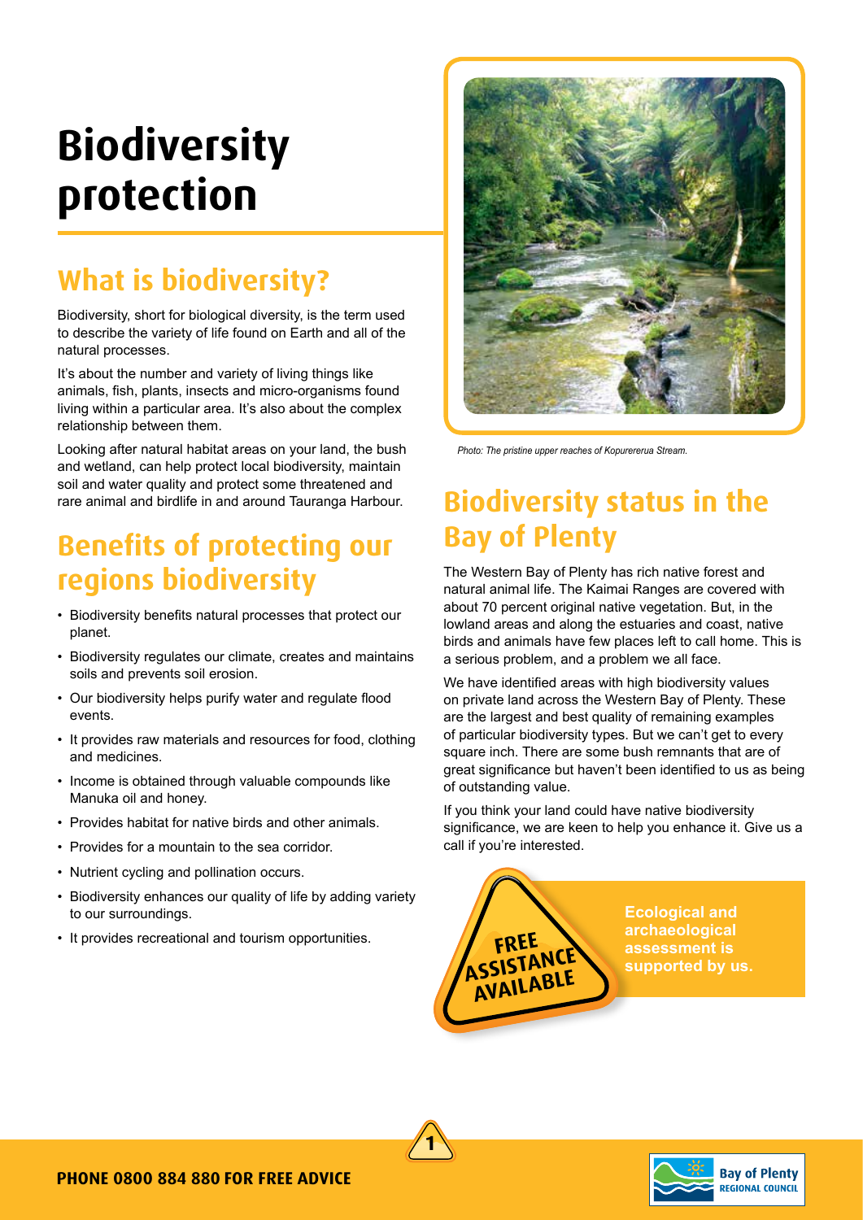# Biodiversity protection

## What is biodiversity?

Biodiversity, short for biological diversity, is the term used to describe the variety of life found on Earth and all of the natural processes.

It's about the number and variety of living things like animals, fish, plants, insects and micro-organisms found living within a particular area. It's also about the complex relationship between them.

Looking after natural habitat areas on your land, the bush and wetland, can help protect local biodiversity, maintain soil and water quality and protect some threatened and rare animal and birdlife in and around Tauranga Harbour.

## Benefits of protecting our regions biodiversity

- Biodiversity benefits natural processes that protect our planet.
- Biodiversity regulates our climate, creates and maintains soils and prevents soil erosion.
- Our biodiversity helps purify water and regulate flood events.
- It provides raw materials and resources for food, clothing and medicines.
- Income is obtained through valuable compounds like Manuka oil and honey.
- Provides habitat for native birds and other animals.
- Provides for a mountain to the sea corridor.
- Nutrient cycling and pollination occurs.
- Biodiversity enhances our quality of life by adding variety to our surroundings.
- It provides recreational and tourism opportunities.

*Photo: The pristine upper reaches of Kopurererua Stream.*

## Biodiversity status in the Bay of Plenty

The Western Bay of Plenty has rich native forest and natural animal life. The Kaimai Ranges are covered with about 70 percent original native vegetation. But, in the lowland areas and along the estuaries and coast, native birds and animals have few places left to call home. This is a serious problem, and a problem we all face.

We have identified areas with high biodiversity values on private land across the Western Bay of Plenty. These are the largest and best quality of remaining examples of particular biodiversity types. But we can't get to every square inch. There are some bush remnants that are of great significance but haven't been identified to us as being of outstanding value.

If you think your land could have native biodiversity significance, we are keen to help you enhance it. Give us a call if you're interested.

**FREE ASSISTANCE AVAILABLE**

**Ecological and archaeological assessment is supported by us.**

**PHONE 0800 884 880 FOR FREE ADVICE**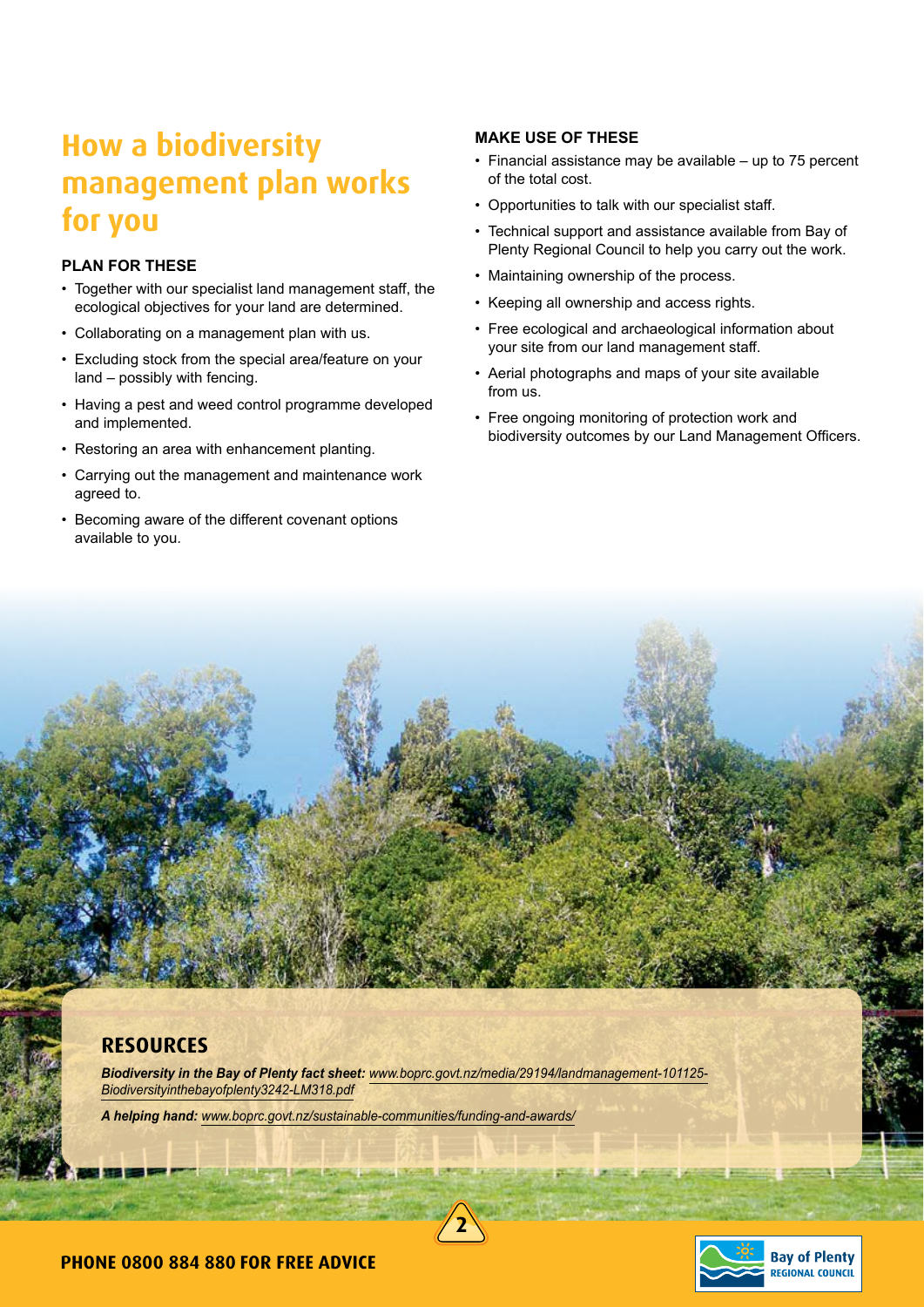# How a biodiversity management plan works for you

## PLAN FOR THESE

- Together with our specialist land management staff, the ecological objectives for your land are determined.
- Collaborating on a management plan with us.
- Excluding stock from the special area/feature on your land – possibly with fencing.
- Having a pest and weed control programme developed and implemented.
- Restoring an area with enhancement planting.
- Carrying out the management and maintenance work agreed to.
- Becoming aware of the different covenant options available to you.

## MAKE USE OF THESE

- Financial assistance may be available – up to 75 percent of the total cost.
- Opportunities to talk with our specialist staff.
- Technical support and assistance available from Bay of Plenty Regional Council to help you carry out the work.
- Maintaining ownership of the process.
- Keeping all ownership and access rights.
- Free ecological and archaeological information about your site from our land management staff.
- Aerial photographs and maps of your site available from us.
- Free ongoing monitoring of protection work and biodiversity outcomes by our Land Management Officers.

## RESOURCES

***Biodiversity in the Bay of Plenty fact sheet:*** *www.boprc.govt.nz/media/29194/landmanagement-101125-Biodiversityinthebayofplenty3242-LM318.pdf*

***A helping hand:*** *www.boprc.govt.nz/sustainable-communities/funding-and-awards/*

**PHONE 0800 884 880 FOR FREE ADVICE**

Bay of Plenty REGIONAL COUNCIL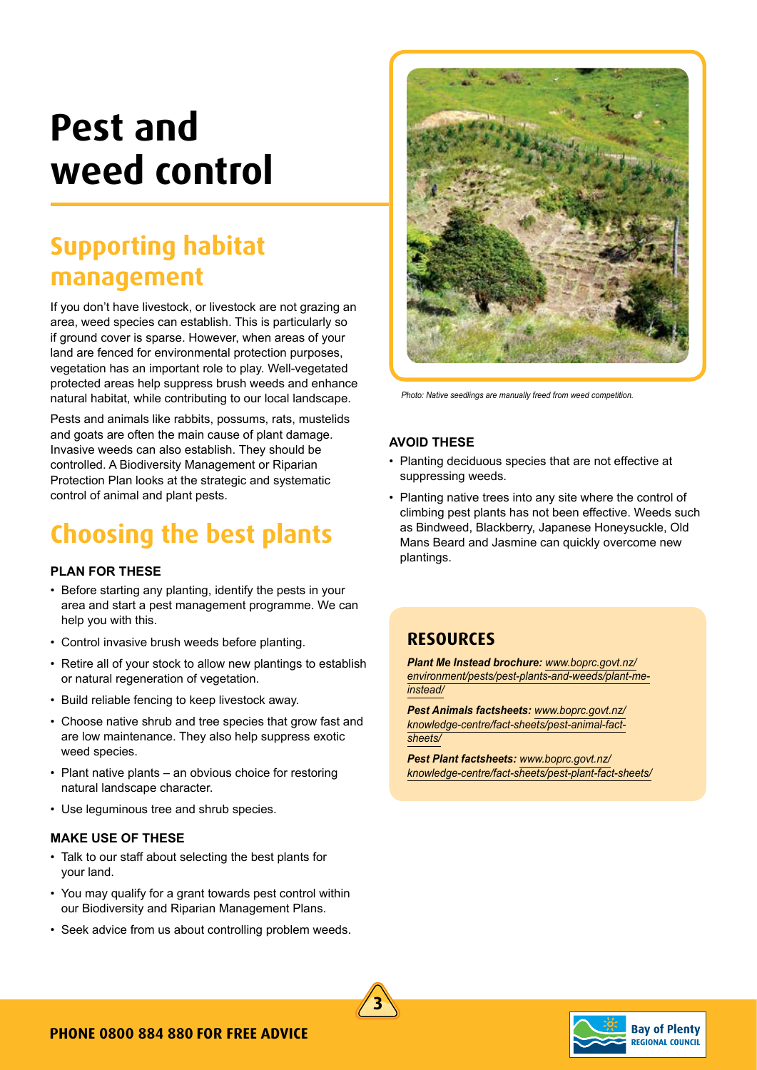# Pest and weed control

## Supporting habitat management

If you don't have livestock, or livestock are not grazing an area, weed species can establish. This is particularly so if ground cover is sparse. However, when areas of your land are fenced for environmental protection purposes, vegetation has an important role to play. Well-vegetated protected areas help suppress brush weeds and enhance natural habitat, while contributing to our local landscape.

Pests and animals like rabbits, possums, rats, mustelids and goats are often the main cause of plant damage. Invasive weeds can also establish. They should be controlled. A Biodiversity Management or Riparian Protection Plan looks at the strategic and systematic control of animal and plant pests.

## Choosing the best plants

### PLAN FOR THESE

- Before starting any planting, identify the pests in your area and start a pest management programme. We can help you with this.
- Control invasive brush weeds before planting.
- Retire all of your stock to allow new plantings to establish or natural regeneration of vegetation.
- Build reliable fencing to keep livestock away.
- Choose native shrub and tree species that grow fast and are low maintenance. They also help suppress exotic weed species.
- Plant native plants – an obvious choice for restoring natural landscape character.
- Use leguminous tree and shrub species.

### MAKE USE OF THESE

- Talk to our staff about selecting the best plants for your land.
- You may qualify for a grant towards pest control within our Biodiversity and Riparian Management Plans.
- Seek advice from us about controlling problem weeds.

*Photo: Native seedlings are manually freed from weed competition.*

### AVOID THESE

- Planting deciduous species that are not effective at suppressing weeds.
- Planting native trees into any site where the control of climbing pest plants has not been effective. Weeds such as Bindweed, Blackberry, Japanese Honeysuckle, Old Mans Beard and Jasmine can quickly overcome new plantings.

## RESOURCES

***Plant Me Instead brochure:*** www.boprc.govt.nz/environment/pests/pest-plants-and-weeds/plant-me-instead/

***Pest Animals factsheets:*** www.boprc.govt.nz/knowledge-centre/fact-sheets/pest-animal-fact-sheets/

***Pest Plant factsheets:*** www.boprc.govt.nz/knowledge-centre/fact-sheets/pest-plant-fact-sheets/

**PHONE 0800 884 880 FOR FREE ADVICE**

Bay of Plenty REGIONAL COUNCIL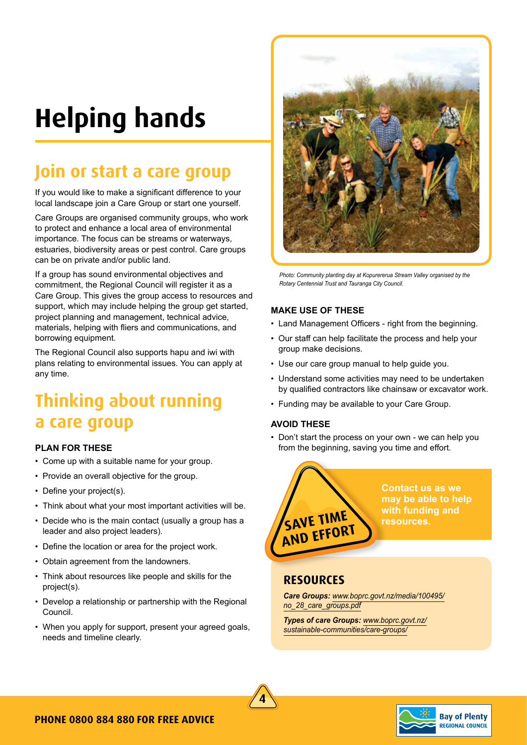# Helping hands

## Join or start a care group

If you would like to make a significant difference to your local landscape join a Care Group or start one yourself.

Care Groups are organised community groups, who work to protect and enhance a local area of environmental importance. The focus can be streams or waterways, estuaries, biodiversity areas or pest control. Care groups can be on private and/or public land.

If a group has sound environmental objectives and commitment, the Regional Council will register it as a Care Group. This gives the group access to resources and support, which may include helping the group get started, project planning and management, technical advice, materials, helping with fliers and communications, and borrowing equipment.

The Regional Council also supports hapu and iwi with plans relating to environmental issues. You can apply at any time.

## Thinking about running a care group

### PLAN FOR THESE

- Come up with a suitable name for your group.
- Provide an overall objective for the group.
- Define your project(s).
- Think about what your most important activities will be.
- Decide who is the main contact (usually a group has a leader and also project leaders).
- Define the location or area for the project work.
- Obtain agreement from the landowners.
- Think about resources like people and skills for the project(s).
- Develop a relationship or partnership with the Regional Council.
- When you apply for support, present your agreed goals, needs and timeline clearly.

*Photo: Community planting day at Kopurererua Stream Valley organised by the Rotary Centennial Trust and Tauranga City Council.*

### MAKE USE OF THESE

- Land Management Officers - right from the beginning.
- Our staff can help facilitate the process and help your group make decisions.
- Use our care group manual to help guide you.
- Understand some activities may need to be undertaken by qualified contractors like chainsaw or excavator work.
- Funding may be available to your Care Group.

### AVOID THESE

- Don't start the process on your own - we can help you from the beginning, saving you time and effort.

**SAVE TIME AND EFFORT**

**Contact us as we may be able to help with funding and resources.**

## RESOURCES

***Care Groups:*** *www.boprc.govt.nz/media/100495/no_28_care_groups.pdf*

***Types of care Groups:*** *www.boprc.govt.nz/sustainable-communities/care-groups/*

**PHONE 0800 884 880 FOR FREE ADVICE**

Bay of Plenty REGIONAL COUNCIL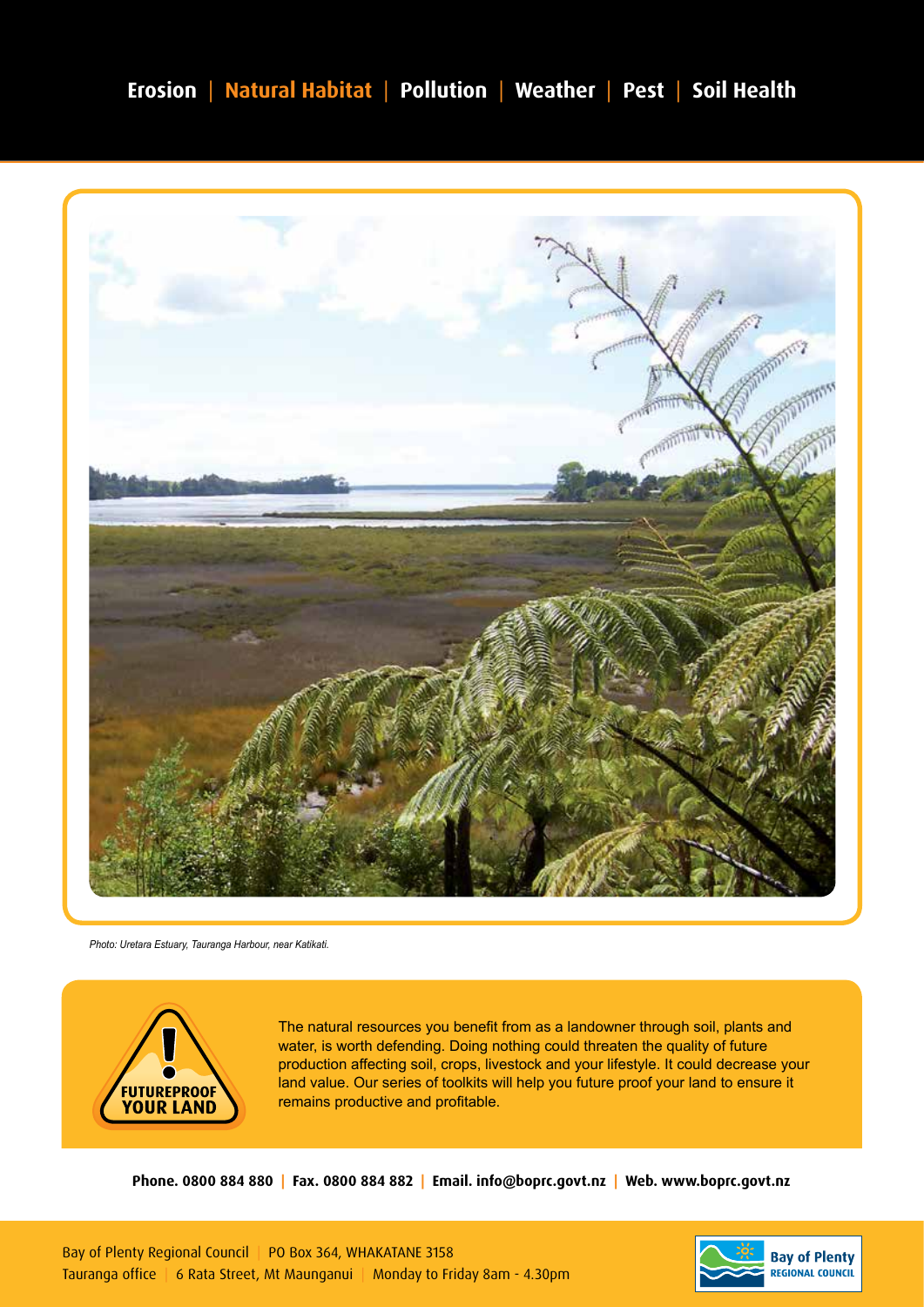Erosion | Natural Habitat | Pollution | Weather | Pest | Soil Health

*Photo: Uretara Estuary, Tauranga Harbour, near Katikati.*

**FUTUREPROOF YOUR LAND**

The natural resources you benefit from as a landowner through soil, plants and water, is worth defending. Doing nothing could threaten the quality of future production affecting soil, crops, livestock and your lifestyle. It could decrease your land value. Our series of toolkits will help you future proof your land to ensure it remains productive and profitable.

**Phone. 0800 884 880 | Fax. 0800 884 882 | Email. info@boprc.govt.nz | Web. www.boprc.govt.nz**

Bay of Plenty Regional Council | PO Box 364, WHAKATANE 3158
Tauranga office | 6 Rata Street, Mt Maunganui | Monday to Friday 8am - 4.30pm

Bay of Plenty REGIONAL COUNCIL